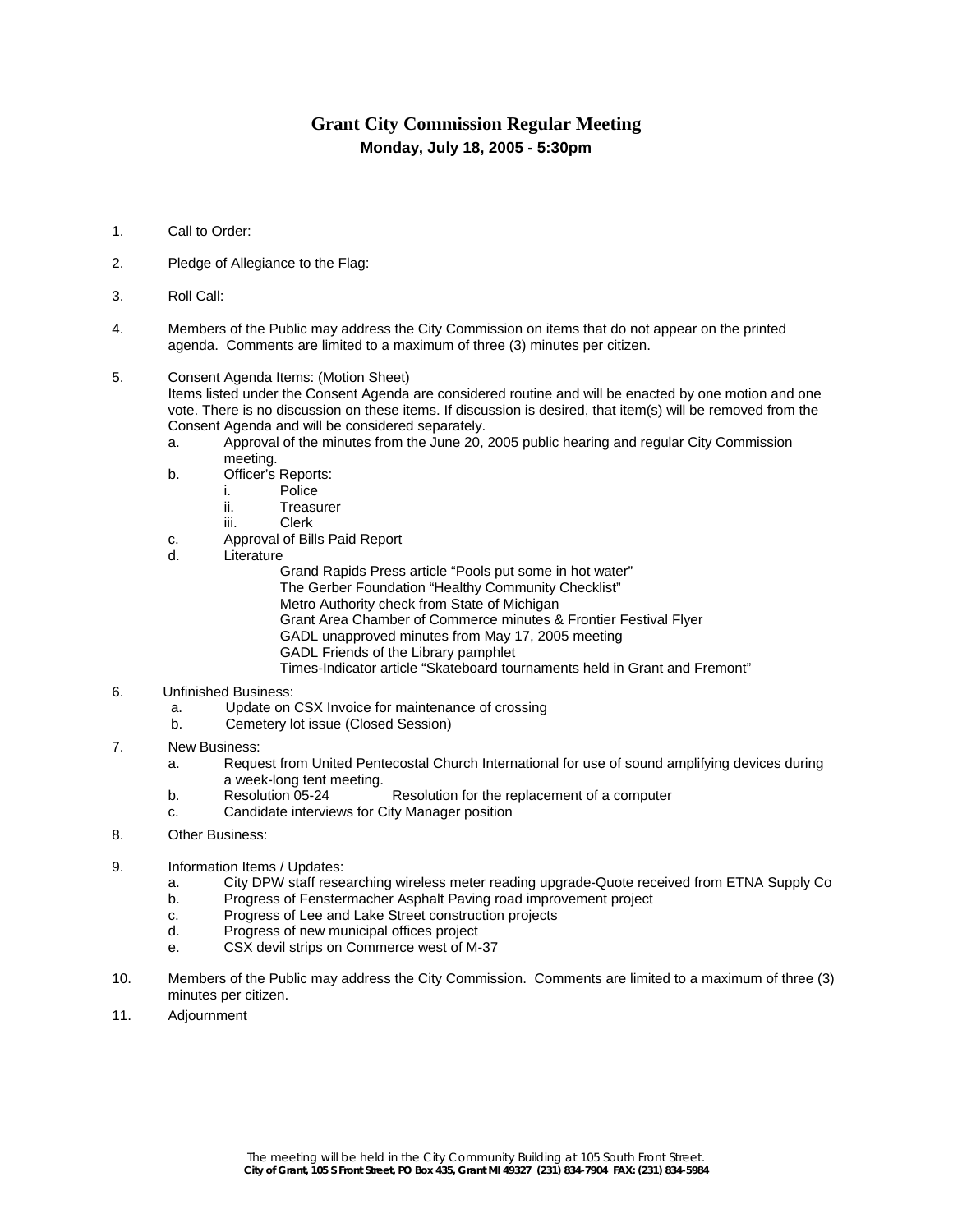# Grant City Commission Regular Meeting

**Monday, July 18, 2005 - 5:30pm**

1. Call to Order:

2. Pledge of Allegiance to the Flag:

3. Roll Call:

4. Members of the Public may address the City Commission on items that do not appear on the printed agenda. Comments are limited to a maximum of three (3) minutes per citizen.

5. Consent Agenda Items: (Motion Sheet)
   Items listed under the Consent Agenda are considered routine and will be enacted by one motion and one vote. There is no discussion on these items. If discussion is desired, that item(s) will be removed from the Consent Agenda and will be considered separately.
   a. Approval of the minutes from the June 20, 2005 public hearing and regular City Commission meeting.
   b. Officer's Reports:
      i. Police
      ii. Treasurer
      iii. Clerk
   c. Approval of Bills Paid Report
   d. Literature
      - Grand Rapids Press article "Pools put some in hot water"
      - The Gerber Foundation "Healthy Community Checklist"
      - Metro Authority check from State of Michigan
      - Grant Area Chamber of Commerce minutes & Frontier Festival Flyer
      - GADL unapproved minutes from May 17, 2005 meeting
      - GADL Friends of the Library pamphlet
      - Times-Indicator article "Skateboard tournaments held in Grant and Fremont"

6. Unfinished Business:
   a. Update on CSX Invoice for maintenance of crossing
   b. Cemetery lot issue (Closed Session)

7. New Business:
   a. Request from United Pentecostal Church International for use of sound amplifying devices during a week-long tent meeting.
   b. Resolution 05-24 Resolution for the replacement of a computer
   c. Candidate interviews for City Manager position

8. Other Business:

9. Information Items / Updates:
   a. City DPW staff researching wireless meter reading upgrade-Quote received from ETNA Supply Co
   b. Progress of Fenstermacher Asphalt Paving road improvement project
   c. Progress of Lee and Lake Street construction projects
   d. Progress of new municipal offices project
   e. CSX devil strips on Commerce west of M-37

10. Members of the Public may address the City Commission. Comments are limited to a maximum of three (3) minutes per citizen.

11. Adjournment

*The meeting will be held in the City Community Building at 105 South Front Street.*
**City of Grant, 105 S Front Street, PO Box 435, Grant MI 49327 (231) 834-7904 FAX: (231) 834-5984**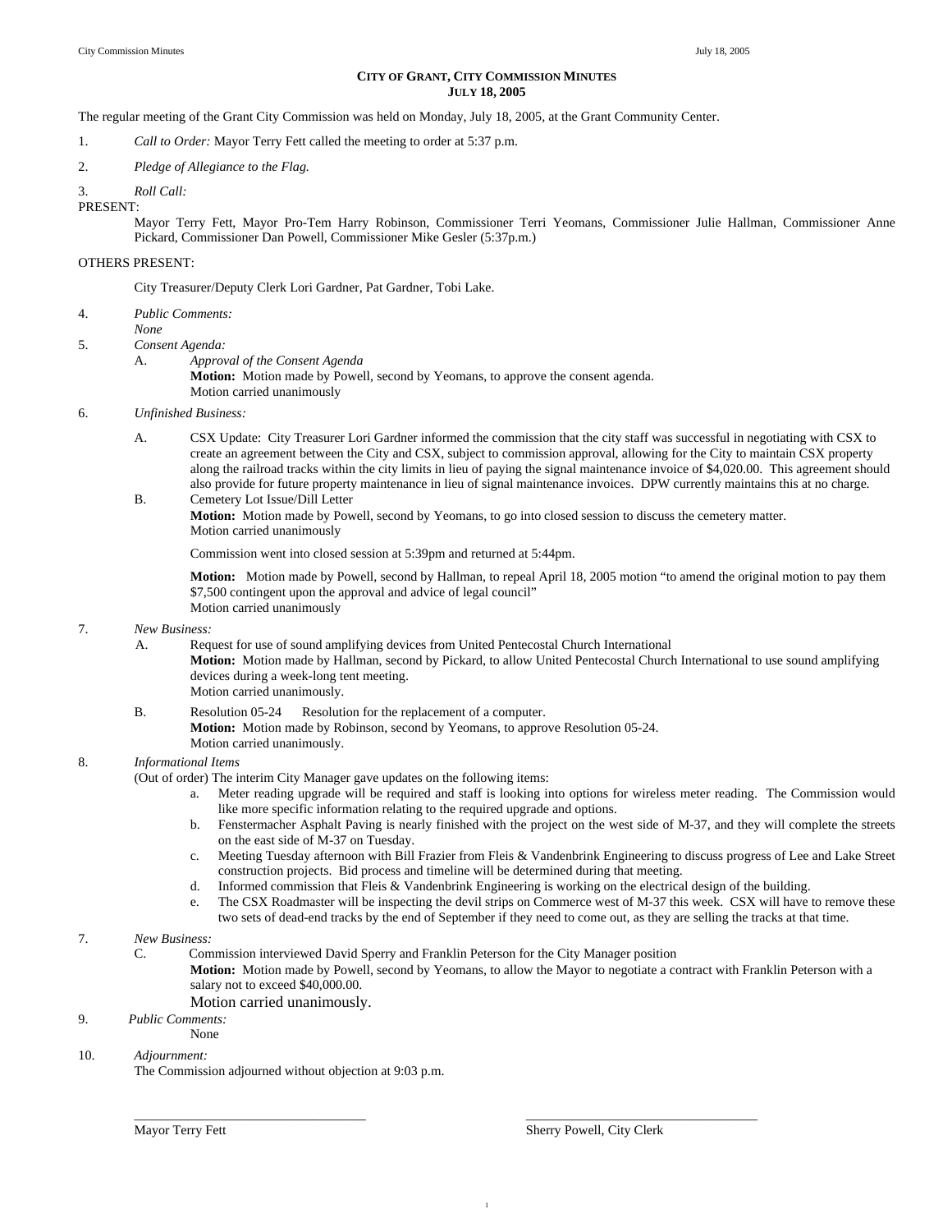**CITY OF GRANT, CITY COMMISSION MINUTES**
**JULY 18, 2005**

The regular meeting of the Grant City Commission was held on Monday, July 18, 2005, at the Grant Community Center.

1. *Call to Order:* Mayor Terry Fett called the meeting to order at 5:37 p.m.

2. *Pledge of Allegiance to the Flag.*

3. *Roll Call:*

PRESENT:

Mayor Terry Fett, Mayor Pro-Tem Harry Robinson, Commissioner Terri Yeomans, Commissioner Julie Hallman, Commissioner Anne Pickard, Commissioner Dan Powell, Commissioner Mike Gesler (5:37p.m.)

OTHERS PRESENT:

City Treasurer/Deputy Clerk Lori Gardner, Pat Gardner, Tobi Lake.

4. *Public Comments:*
   *None*

5. *Consent Agenda:*
   A. *Approval of the Consent Agenda*
      **Motion:** Motion made by Powell, second by Yeomans, to approve the consent agenda.
      Motion carried unanimously

6. *Unfinished Business:*
   A. CSX Update: City Treasurer Lori Gardner informed the commission that the city staff was successful in negotiating with CSX to create an agreement between the City and CSX, subject to commission approval, allowing for the City to maintain CSX property along the railroad tracks within the city limits in lieu of paying the signal maintenance invoice of $4,020.00. This agreement should also provide for future property maintenance in lieu of signal maintenance invoices. DPW currently maintains this at no charge.
   B. Cemetery Lot Issue/Dill Letter
      **Motion:** Motion made by Powell, second by Yeomans, to go into closed session to discuss the cemetery matter.
      Motion carried unanimously

      Commission went into closed session at 5:39pm and returned at 5:44pm.

      **Motion:** Motion made by Powell, second by Hallman, to repeal April 18, 2005 motion "to amend the original motion to pay them $7,500 contingent upon the approval and advice of legal council"
      Motion carried unanimously

7. *New Business:*
   A. Request for use of sound amplifying devices from United Pentecostal Church International
      **Motion:** Motion made by Hallman, second by Pickard, to allow United Pentecostal Church International to use sound amplifying devices during a week-long tent meeting.
      Motion carried unanimously.
   B. Resolution 05-24 Resolution for the replacement of a computer.
      **Motion:** Motion made by Robinson, second by Yeomans, to approve Resolution 05-24.
      Motion carried unanimously.

8. *Informational Items*
   (Out of order) The interim City Manager gave updates on the following items:
   a. Meter reading upgrade will be required and staff is looking into options for wireless meter reading. The Commission would like more specific information relating to the required upgrade and options.
   b. Fenstermacher Asphalt Paving is nearly finished with the project on the west side of M-37, and they will complete the streets on the east side of M-37 on Tuesday.
   c. Meeting Tuesday afternoon with Bill Frazier from Fleis & Vandenbrink Engineering to discuss progress of Lee and Lake Street construction projects. Bid process and timeline will be determined during that meeting.
   d. Informed commission that Fleis & Vandenbrink Engineering is working on the electrical design of the building.
   e. The CSX Roadmaster will be inspecting the devil strips on Commerce west of M-37 this week. CSX will have to remove these two sets of dead-end tracks by the end of September if they need to come out, as they are selling the tracks at that time.

7. *New Business:*
   C. Commission interviewed David Sperry and Franklin Peterson for the City Manager position
      **Motion:** Motion made by Powell, second by Yeomans, to allow the Mayor to negotiate a contract with Franklin Peterson with a salary not to exceed $40,000.00.
      Motion carried unanimously.

9. *Public Comments:*
   None

10. *Adjournment:*
    The Commission adjourned without objection at 9:03 p.m.

\_\_\_\_\_\_\_\_\_\_\_\_\_\_\_\_\_\_\_\_\_\_\_\_\_\_\_\_\_\_\_\_\_\_\_
Mayor Terry Fett

\_\_\_\_\_\_\_\_\_\_\_\_\_\_\_\_\_\_\_\_\_\_\_\_\_\_\_\_\_\_\_\_\_\_\_
Sherry Powell, City Clerk